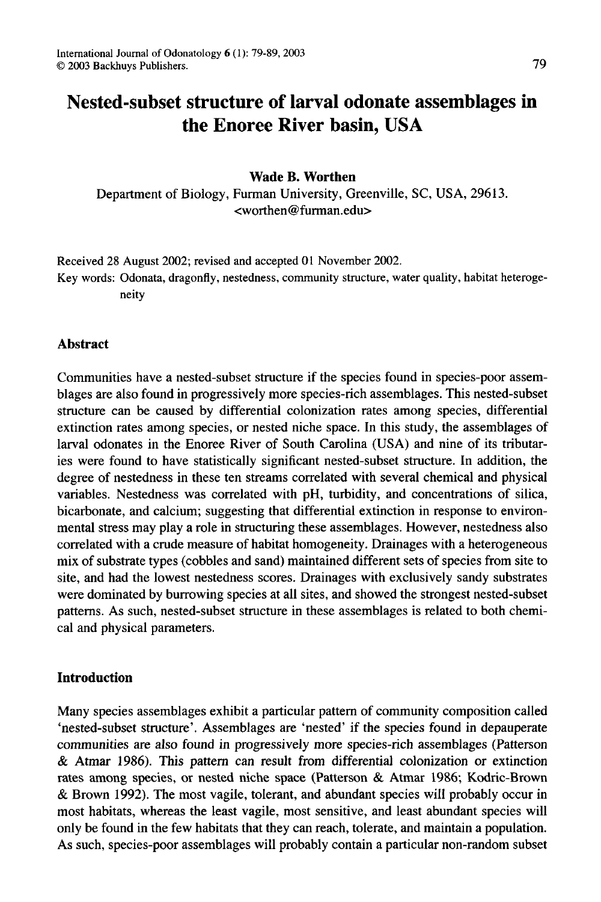# Nested-subset structure of larval odonate assemblages in the Enoree River basin, USA

**Wade B. Worthen**

Department of Biology, Furman University, Greenville, SC, USA, 29613.
<worthen@furman.edu>

Received 28 August 2002; revised and accepted 01 November 2002.

Key words: Odonata, dragonfly, nestedness, community structure, water quality, habitat heterogeneity

## Abstract

Communities have a nested-subset structure if the species found in species-poor assemblages are also found in progressively more species-rich assemblages. This nested-subset structure can be caused by differential colonization rates among species, differential extinction rates among species, or nested niche space. In this study, the assemblages of larval odonates in the Enoree River of South Carolina (USA) and nine of its tributaries were found to have statistically significant nested-subset structure. In addition, the degree of nestedness in these ten streams correlated with several chemical and physical variables. Nestedness was correlated with pH, turbidity, and concentrations of silica, bicarbonate, and calcium; suggesting that differential extinction in response to environmental stress may play a role in structuring these assemblages. However, nestedness also correlated with a crude measure of habitat homogeneity. Drainages with a heterogeneous mix of substrate types (cobbles and sand) maintained different sets of species from site to site, and had the lowest nestedness scores. Drainages with exclusively sandy substrates were dominated by burrowing species at all sites, and showed the strongest nested-subset patterns. As such, nested-subset structure in these assemblages is related to both chemical and physical parameters.

## Introduction

Many species assemblages exhibit a particular pattern of community composition called 'nested-subset structure'. Assemblages are 'nested' if the species found in depauperate communities are also found in progressively more species-rich assemblages (Patterson & Atmar 1986). This pattern can result from differential colonization or extinction rates among species, or nested niche space (Patterson & Atmar 1986; Kodric-Brown & Brown 1992). The most vagile, tolerant, and abundant species will probably occur in most habitats, whereas the least vagile, most sensitive, and least abundant species will only be found in the few habitats that they can reach, tolerate, and maintain a population. As such, species-poor assemblages will probably contain a particular non-random subset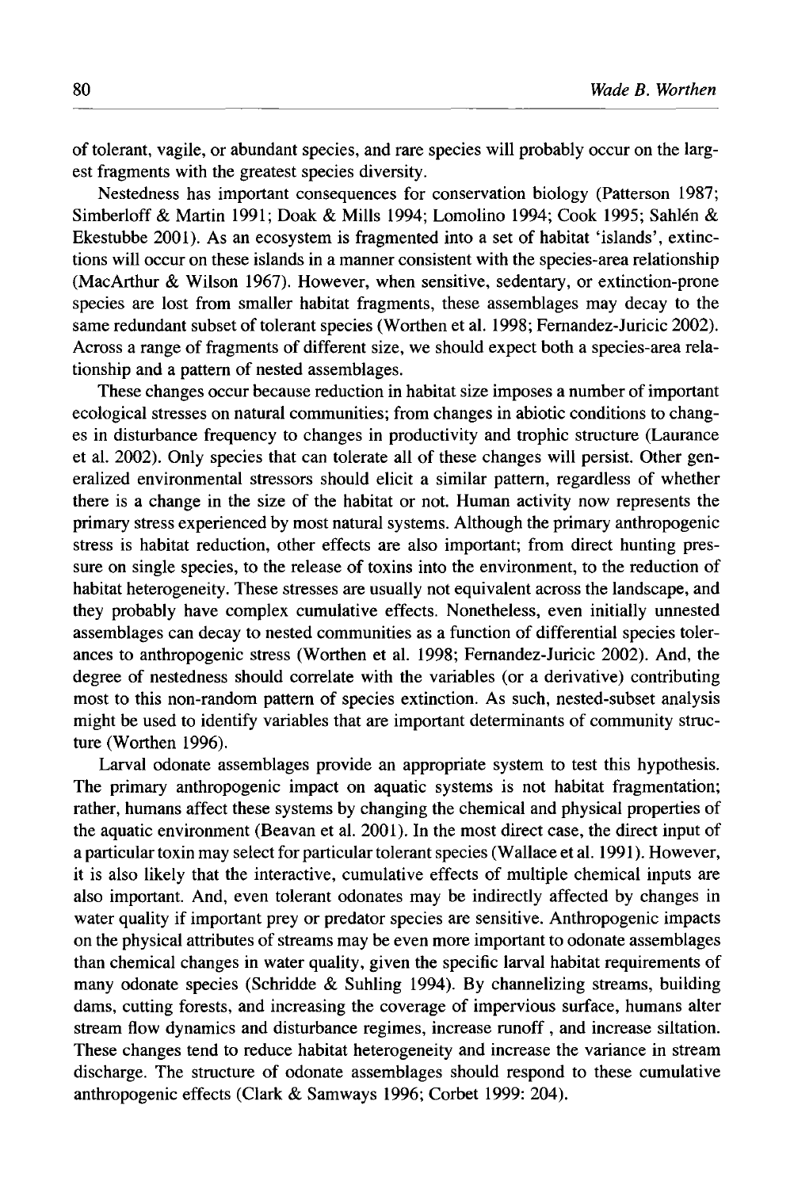of tolerant, vagile, or abundant species, and rare species will probably occur on the largest fragments with the greatest species diversity.

Nestedness has important consequences for conservation biology (Patterson 1987; Simberloff & Martin 1991; Doak & Mills 1994; Lomolino 1994; Cook 1995; Sahlén & Ekestubbe 2001). As an ecosystem is fragmented into a set of habitat 'islands', extinctions will occur on these islands in a manner consistent with the species-area relationship (MacArthur & Wilson 1967). However, when sensitive, sedentary, or extinction-prone species are lost from smaller habitat fragments, these assemblages may decay to the same redundant subset of tolerant species (Worthen et al. 1998; Fernandez-Juricic 2002). Across a range of fragments of different size, we should expect both a species-area relationship and a pattern of nested assemblages.

These changes occur because reduction in habitat size imposes a number of important ecological stresses on natural communities; from changes in abiotic conditions to changes in disturbance frequency to changes in productivity and trophic structure (Laurance et al. 2002). Only species that can tolerate all of these changes will persist. Other generalized environmental stressors should elicit a similar pattern, regardless of whether there is a change in the size of the habitat or not. Human activity now represents the primary stress experienced by most natural systems. Although the primary anthropogenic stress is habitat reduction, other effects are also important; from direct hunting pressure on single species, to the release of toxins into the environment, to the reduction of habitat heterogeneity. These stresses are usually not equivalent across the landscape, and they probably have complex cumulative effects. Nonetheless, even initially unnested assemblages can decay to nested communities as a function of differential species tolerances to anthropogenic stress (Worthen et al. 1998; Fernandez-Juricic 2002). And, the degree of nestedness should correlate with the variables (or a derivative) contributing most to this non-random pattern of species extinction. As such, nested-subset analysis might be used to identify variables that are important determinants of community structure (Worthen 1996).

Larval odonate assemblages provide an appropriate system to test this hypothesis. The primary anthropogenic impact on aquatic systems is not habitat fragmentation; rather, humans affect these systems by changing the chemical and physical properties of the aquatic environment (Beavan et al. 2001). In the most direct case, the direct input of a particular toxin may select for particular tolerant species (Wallace et al. 1991). However, it is also likely that the interactive, cumulative effects of multiple chemical inputs are also important. And, even tolerant odonates may be indirectly affected by changes in water quality if important prey or predator species are sensitive. Anthropogenic impacts on the physical attributes of streams may be even more important to odonate assemblages than chemical changes in water quality, given the specific larval habitat requirements of many odonate species (Schridde & Suhling 1994). By channelizing streams, building dams, cutting forests, and increasing the coverage of impervious surface, humans alter stream flow dynamics and disturbance regimes, increase runoff , and increase siltation. These changes tend to reduce habitat heterogeneity and increase the variance in stream discharge. The structure of odonate assemblages should respond to these cumulative anthropogenic effects (Clark & Samways 1996; Corbet 1999: 204).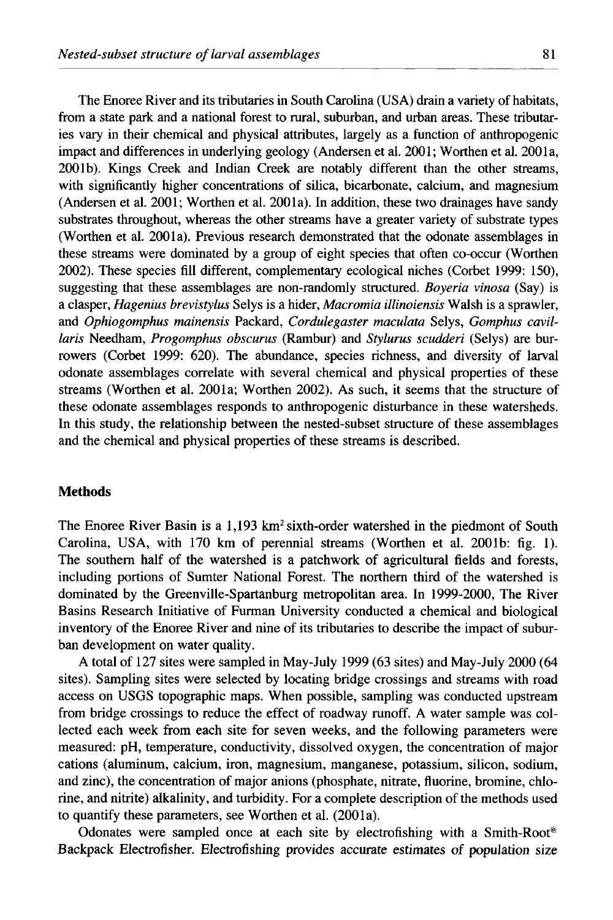The Enoree River and its tributaries in South Carolina (USA) drain a variety of habitats, from a state park and a national forest to rural, suburban, and urban areas. These tributaries vary in their chemical and physical attributes, largely as a function of anthropogenic impact and differences in underlying geology (Andersen et al. 2001; Worthen et al. 2001a, 2001b). Kings Creek and Indian Creek are notably different than the other streams, with significantly higher concentrations of silica, bicarbonate, calcium, and magnesium (Andersen et al. 2001; Worthen et al. 2001a). In addition, these two drainages have sandy substrates throughout, whereas the other streams have a greater variety of substrate types (Worthen et al. 2001a). Previous research demonstrated that the odonate assemblages in these streams were dominated by a group of eight species that often co-occur (Worthen 2002). These species fill different, complementary ecological niches (Corbet 1999: 150), suggesting that these assemblages are non-randomly structured. *Boyeria vinosa* (Say) is a clasper, *Hagenius brevistylus* Selys is a hider, *Macromia illinoiensis* Walsh is a sprawler, and *Ophiogomphus mainensis* Packard, *Cordulegaster maculata* Selys, *Gomphus cavillaris* Needham, *Progomphus obscurus* (Rambur) and *Stylurus scudderi* (Selys) are burrowers (Corbet 1999: 620). The abundance, species richness, and diversity of larval odonate assemblages correlate with several chemical and physical properties of these streams (Worthen et al. 2001a; Worthen 2002). As such, it seems that the structure of these odonate assemblages responds to anthropogenic disturbance in these watersheds. In this study, the relationship between the nested-subset structure of these assemblages and the chemical and physical properties of these streams is described.

## Methods

The Enoree River Basin is a 1,193 $km^2$ sixth-order watershed in the piedmont of South Carolina, USA, with 170 km of perennial streams (Worthen et al. 2001b: fig. 1). The southern half of the watershed is a patchwork of agricultural fields and forests, including portions of Sumter National Forest. The northern third of the watershed is dominated by the Greenville-Spartanburg metropolitan area. In 1999-2000, The River Basins Research Initiative of Furman University conducted a chemical and biological inventory of the Enoree River and nine of its tributaries to describe the impact of suburban development on water quality.

A total of 127 sites were sampled in May-July 1999 (63 sites) and May-July 2000 (64 sites). Sampling sites were selected by locating bridge crossings and streams with road access on USGS topographic maps. When possible, sampling was conducted upstream from bridge crossings to reduce the effect of roadway runoff. A water sample was collected each week from each site for seven weeks, and the following parameters were measured: pH, temperature, conductivity, dissolved oxygen, the concentration of major cations (aluminum, calcium, iron, magnesium, manganese, potassium, silicon, sodium, and zinc), the concentration of major anions (phosphate, nitrate, fluorine, bromine, chlorine, and nitrite) alkalinity, and turbidity. For a complete description of the methods used to quantify these parameters, see Worthen et al. (2001a).

Odonates were sampled once at each site by electrofishing with a Smith-Root® Backpack Electrofisher. Electrofishing provides accurate estimates of population size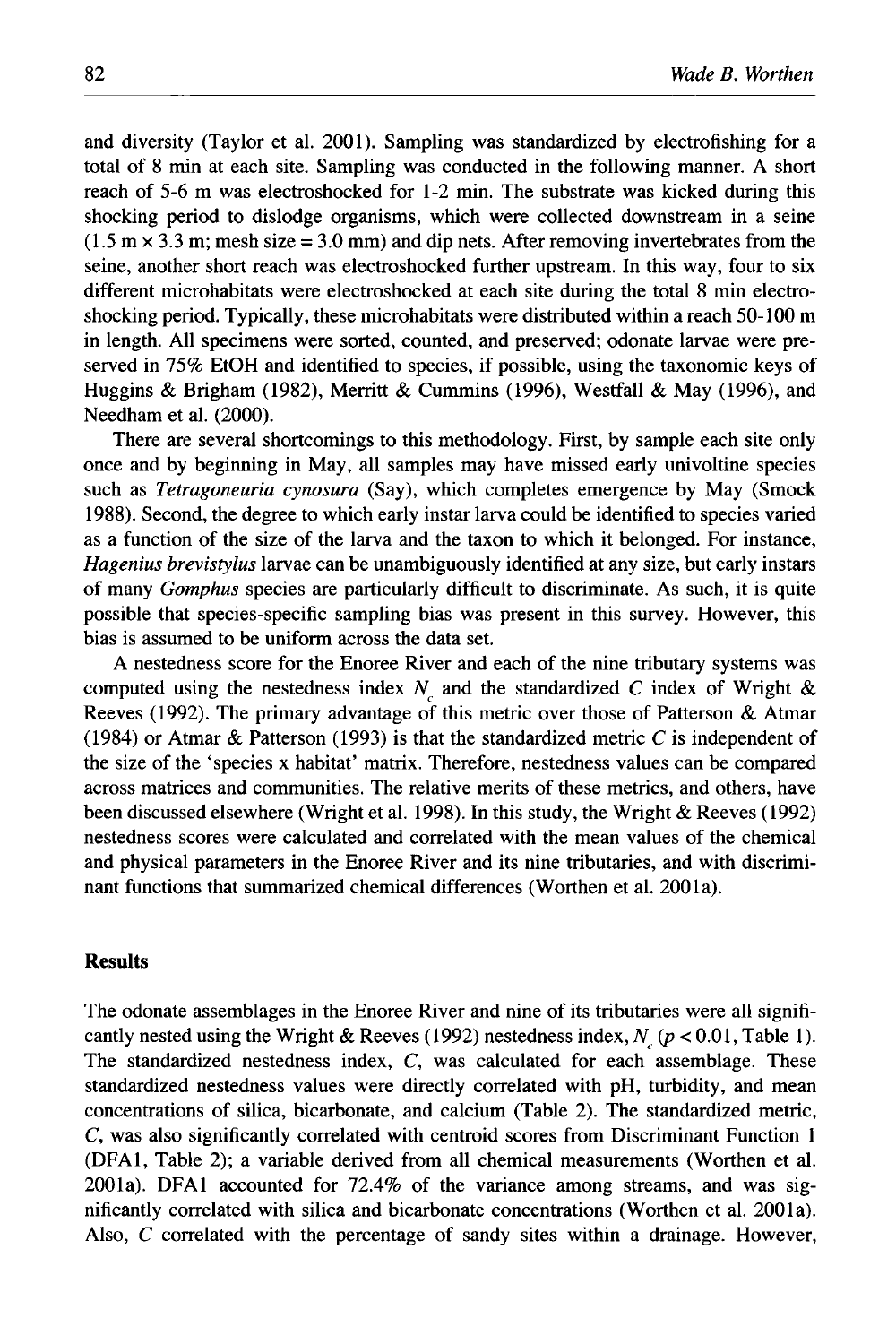and diversity (Taylor et al. 2001). Sampling was standardized by electrofishing for a total of 8 min at each site. Sampling was conducted in the following manner. A short reach of 5-6 m was electroshocked for 1-2 min. The substrate was kicked during this shocking period to dislodge organisms, which were collected downstream in a seine (1.5 m × 3.3 m; mesh size = 3.0 mm) and dip nets. After removing invertebrates from the seine, another short reach was electroshocked further upstream. In this way, four to six different microhabitats were electroshocked at each site during the total 8 min electroshocking period. Typically, these microhabitats were distributed within a reach 50-100 m in length. All specimens were sorted, counted, and preserved; odonate larvae were preserved in 75% EtOH and identified to species, if possible, using the taxonomic keys of Huggins & Brigham (1982), Merritt & Cummins (1996), Westfall & May (1996), and Needham et al. (2000).

There are several shortcomings to this methodology. First, by sample each site only once and by beginning in May, all samples may have missed early univoltine species such as *Tetragoneuria cynosura* (Say), which completes emergence by May (Smock 1988). Second, the degree to which early instar larva could be identified to species varied as a function of the size of the larva and the taxon to which it belonged. For instance, *Hagenius brevistylus* larvae can be unambiguously identified at any size, but early instars of many *Gomphus* species are particularly difficult to discriminate. As such, it is quite possible that species-specific sampling bias was present in this survey. However, this bias is assumed to be uniform across the data set.

A nestedness score for the Enoree River and each of the nine tributary systems was computed using the nestedness index $N_c$ and the standardized *C* index of Wright & Reeves (1992). The primary advantage of this metric over those of Patterson & Atmar (1984) or Atmar & Patterson (1993) is that the standardized metric *C* is independent of the size of the 'species x habitat' matrix. Therefore, nestedness values can be compared across matrices and communities. The relative merits of these metrics, and others, have been discussed elsewhere (Wright et al. 1998). In this study, the Wright & Reeves (1992) nestedness scores were calculated and correlated with the mean values of the chemical and physical parameters in the Enoree River and its nine tributaries, and with discriminant functions that summarized chemical differences (Worthen et al. 2001a).

## Results

The odonate assemblages in the Enoree River and nine of its tributaries were all significantly nested using the Wright & Reeves (1992) nestedness index, $N_c$ ($p < 0.01$, Table 1). The standardized nestedness index, *C*, was calculated for each assemblage. These standardized nestedness values were directly correlated with pH, turbidity, and mean concentrations of silica, bicarbonate, and calcium (Table 2). The standardized metric, *C*, was also significantly correlated with centroid scores from Discriminant Function 1 (DFA1, Table 2); a variable derived from all chemical measurements (Worthen et al. 2001a). DFA1 accounted for 72.4% of the variance among streams, and was significantly correlated with silica and bicarbonate concentrations (Worthen et al. 2001a). Also, *C* correlated with the percentage of sandy sites within a drainage. However,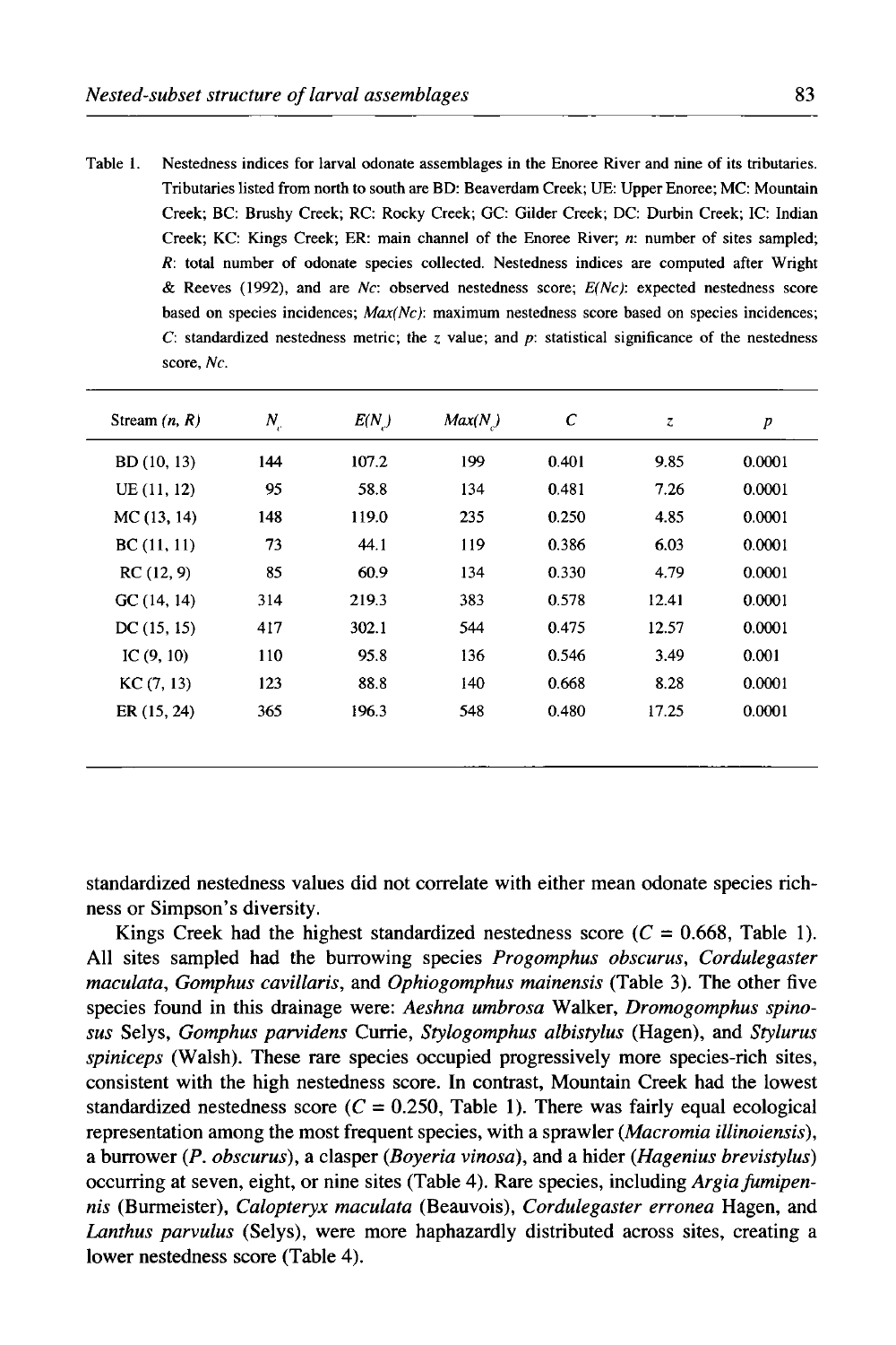Table 1. Nestedness indices for larval odonate assemblages in the Enoree River and nine of its tributaries. Tributaries listed from north to south are BD: Beaverdam Creek; UE: Upper Enoree; MC: Mountain Creek; BC: Brushy Creek; RC: Rocky Creek; GC: Gilder Creek; DC: Durbin Creek; IC: Indian Creek; KC: Kings Creek; ER: main channel of the Enoree River; *n*: number of sites sampled; *R*: total number of odonate species collected. Nestedness indices are computed after Wright & Reeves (1992), and are *Nc*: observed nestedness score; *E(Nc)*: expected nestedness score based on species incidences; *Max(Nc)*: maximum nestedness score based on species incidences; *C*: standardized nestedness metric; the *z* value; and *p*: statistical significance of the nestedness score, *Nc*.

| Stream (*n*, *R*) | $N_c$ | $E(N_c)$ | $Max(N_c)$ | $C$ | $z$ | $p$ |
|---|---|---|---|---|---|---|
| BD (10, 13) | 144 | 107.2 | 199 | 0.401 | 9.85 | 0.0001 |
| UE (11, 12) | 95 | 58.8 | 134 | 0.481 | 7.26 | 0.0001 |
| MC (13, 14) | 148 | 119.0 | 235 | 0.250 | 4.85 | 0.0001 |
| BC (11, 11) | 73 | 44.1 | 119 | 0.386 | 6.03 | 0.0001 |
| RC (12, 9) | 85 | 60.9 | 134 | 0.330 | 4.79 | 0.0001 |
| GC (14, 14) | 314 | 219.3 | 383 | 0.578 | 12.41 | 0.0001 |
| DC (15, 15) | 417 | 302.1 | 544 | 0.475 | 12.57 | 0.0001 |
| IC (9, 10) | 110 | 95.8 | 136 | 0.546 | 3.49 | 0.001 |
| KC (7, 13) | 123 | 88.8 | 140 | 0.668 | 8.28 | 0.0001 |
| ER (15, 24) | 365 | 196.3 | 548 | 0.480 | 17.25 | 0.0001 |

standardized nestedness values did not correlate with either mean odonate species richness or Simpson's diversity.

Kings Creek had the highest standardized nestedness score ($C = 0.668$, Table 1). All sites sampled had the burrowing species *Progomphus obscurus*, *Cordulegaster maculata*, *Gomphus cavillaris*, and *Ophiogomphus mainensis* (Table 3). The other five species found in this drainage were: *Aeshna umbrosa* Walker, *Dromogomphus spinosus* Selys, *Gomphus parvidens* Currie, *Stylogomphus albistylus* (Hagen), and *Stylurus spiniceps* (Walsh). These rare species occupied progressively more species-rich sites, consistent with the high nestedness score. In contrast, Mountain Creek had the lowest standardized nestedness score ($C = 0.250$, Table 1). There was fairly equal ecological representation among the most frequent species, with a sprawler (*Macromia illinoiensis*), a burrower (*P. obscurus*), a clasper (*Boyeria vinosa*), and a hider (*Hagenius brevistylus*) occurring at seven, eight, or nine sites (Table 4). Rare species, including *Argia fumipennis* (Burmeister), *Calopteryx maculata* (Beauvois), *Cordulegaster erronea* Hagen, and *Lanthus parvulus* (Selys), were more haphazardly distributed across sites, creating a lower nestedness score (Table 4).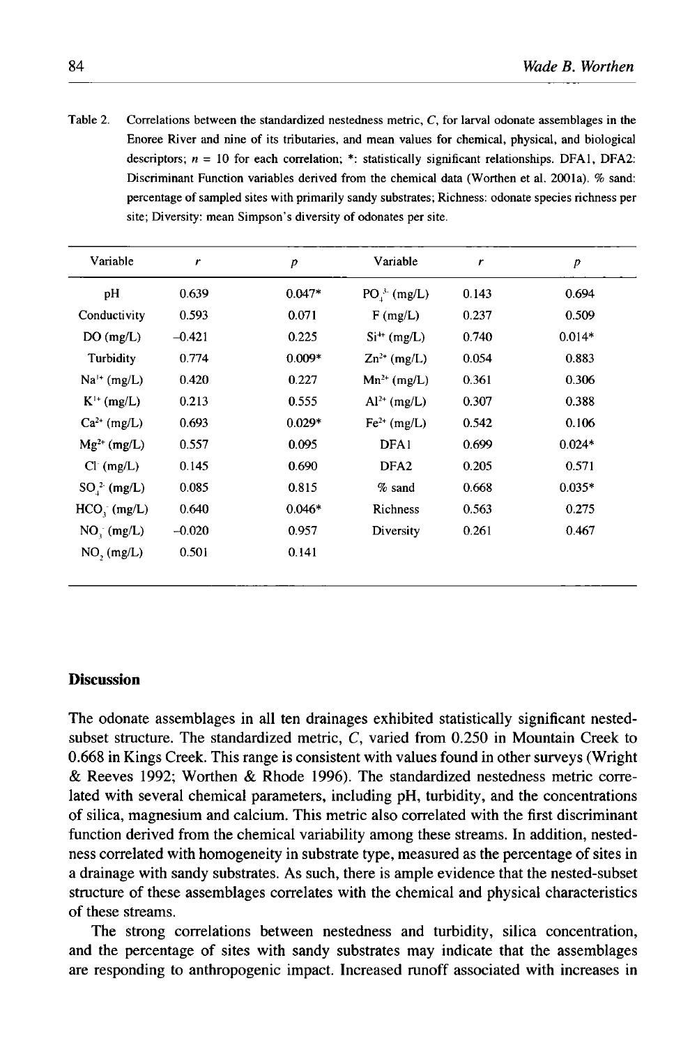Table 2. Correlations between the standardized nestedness metric, *C*, for larval odonate assemblages in the Enoree River and nine of its tributaries, and mean values for chemical, physical, and biological descriptors; $n = 10$ for each correlation; *: statistically significant relationships. DFA1, DFA2: Discriminant Function variables derived from the chemical data (Worthen et al. 2001a). % sand: percentage of sampled sites with primarily sandy substrates; Richness: odonate species richness per site; Diversity: mean Simpson's diversity of odonates per site.

| Variable | $r$ | $p$ | Variable | $r$ | $p$ |
|---|---|---|---|---|---|
| pH | 0.639 | 0.047* | $PO_4^{3-}$ (mg/L) | 0.143 | 0.694 |
| Conductivity | 0.593 | 0.071 | F (mg/L) | 0.237 | 0.509 |
| DO (mg/L) | −0.421 | 0.225 | $Si^{4+}$ (mg/L) | 0.740 | 0.014* |
| Turbidity | 0.774 | 0.009* | $Zn^{2+}$ (mg/L) | 0.054 | 0.883 |
| $Na^{1+}$ (mg/L) | 0.420 | 0.227 | $Mn^{2+}$ (mg/L) | 0.361 | 0.306 |
| $K^{1+}$ (mg/L) | 0.213 | 0.555 | $Al^{2+}$ (mg/L) | 0.307 | 0.388 |
| $Ca^{2+}$ (mg/L) | 0.693 | 0.029* | $Fe^{2+}$ (mg/L) | 0.542 | 0.106 |
| $Mg^{2+}$ (mg/L) | 0.557 | 0.095 | DFA1 | 0.699 | 0.024* |
| $Cl^-$ (mg/L) | 0.145 | 0.690 | DFA2 | 0.205 | 0.571 |
| $SO_4^{2-}$ (mg/L) | 0.085 | 0.815 | % sand | 0.668 | 0.035* |
| $HCO_3^-$ (mg/L) | 0.640 | 0.046* | Richness | 0.563 | 0.275 |
| $NO_3^-$ (mg/L) | −0.020 | 0.957 | Diversity | 0.261 | 0.467 |
| $NO_2$ (mg/L) | 0.501 | 0.141 | | | |

## Discussion

The odonate assemblages in all ten drainages exhibited statistically significant nested-subset structure. The standardized metric, *C*, varied from 0.250 in Mountain Creek to 0.668 in Kings Creek. This range is consistent with values found in other surveys (Wright & Reeves 1992; Worthen & Rhode 1996). The standardized nestedness metric correlated with several chemical parameters, including pH, turbidity, and the concentrations of silica, magnesium and calcium. This metric also correlated with the first discriminant function derived from the chemical variability among these streams. In addition, nestedness correlated with homogeneity in substrate type, measured as the percentage of sites in a drainage with sandy substrates. As such, there is ample evidence that the nested-subset structure of these assemblages correlates with the chemical and physical characteristics of these streams.

The strong correlations between nestedness and turbidity, silica concentration, and the percentage of sites with sandy substrates may indicate that the assemblages are responding to anthropogenic impact. Increased runoff associated with increases in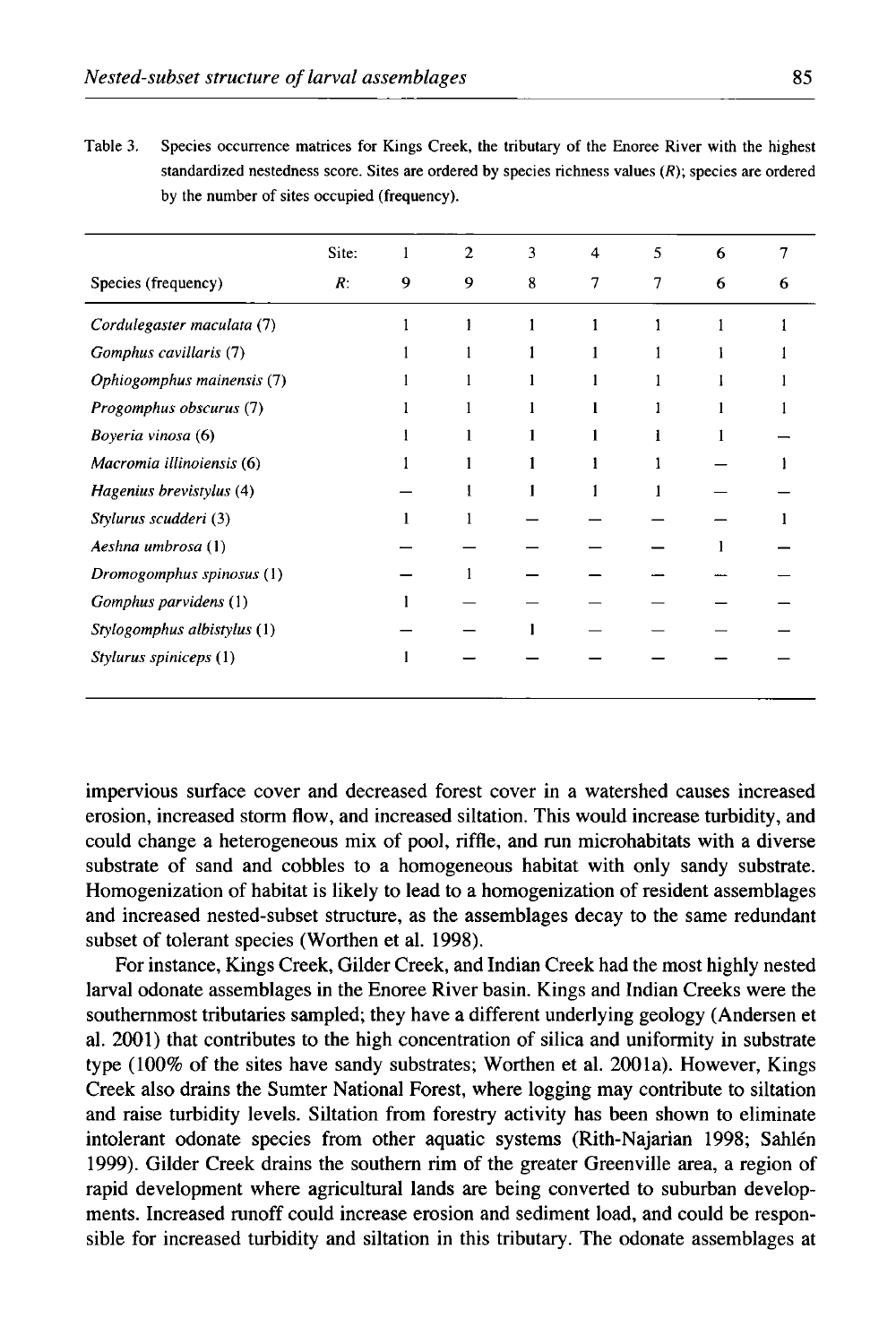Table 3. Species occurrence matrices for Kings Creek, the tributary of the Enoree River with the highest standardized nestedness score. Sites are ordered by species richness values (*R*); species are ordered by the number of sites occupied (frequency).

| Species (frequency) | Site: *R*: | 1<br>9 | 2<br>9 | 3<br>8 | 4<br>7 | 5<br>7 | 6<br>6 | 7<br>6 |
|---|---|---|---|---|---|---|---|---|
| *Cordulegaster maculata* (7) | | 1 | 1 | 1 | 1 | 1 | 1 | 1 |
| *Gomphus cavillaris* (7) | | 1 | 1 | 1 | 1 | 1 | 1 | 1 |
| *Ophiogomphus mainensis* (7) | | 1 | 1 | 1 | 1 | 1 | 1 | 1 |
| *Progomphus obscurus* (7) | | 1 | 1 | 1 | 1 | 1 | 1 | 1 |
| *Boyeria vinosa* (6) | | 1 | 1 | 1 | 1 | 1 | 1 | — |
| *Macromia illinoiensis* (6) | | 1 | 1 | 1 | 1 | 1 | — | 1 |
| *Hagenius brevistylus* (4) | | — | 1 | 1 | 1 | 1 | — | — |
| *Stylurus scudderi* (3) | | 1 | 1 | — | — | — | — | 1 |
| *Aeshna umbrosa* (1) | | — | — | — | — | — | 1 | — |
| *Dromogomphus spinosus* (1) | | — | 1 | — | — | — | — | — |
| *Gomphus parvidens* (1) | | 1 | — | — | — | — | — | — |
| *Stylogomphus albistylus* (1) | | — | — | 1 | — | — | — | — |
| *Stylurus spiniceps* (1) | | 1 | — | — | — | — | — | — |

impervious surface cover and decreased forest cover in a watershed causes increased erosion, increased storm flow, and increased siltation. This would increase turbidity, and could change a heterogeneous mix of pool, riffle, and run microhabitats with a diverse substrate of sand and cobbles to a homogeneous habitat with only sandy substrate. Homogenization of habitat is likely to lead to a homogenization of resident assemblages and increased nested-subset structure, as the assemblages decay to the same redundant subset of tolerant species (Worthen et al. 1998).

For instance, Kings Creek, Gilder Creek, and Indian Creek had the most highly nested larval odonate assemblages in the Enoree River basin. Kings and Indian Creeks were the southernmost tributaries sampled; they have a different underlying geology (Andersen et al. 2001) that contributes to the high concentration of silica and uniformity in substrate type (100% of the sites have sandy substrates; Worthen et al. 2001a). However, Kings Creek also drains the Sumter National Forest, where logging may contribute to siltation and raise turbidity levels. Siltation from forestry activity has been shown to eliminate intolerant odonate species from other aquatic systems (Rith-Najarian 1998; Sahlén 1999). Gilder Creek drains the southern rim of the greater Greenville area, a region of rapid development where agricultural lands are being converted to suburban developments. Increased runoff could increase erosion and sediment load, and could be responsible for increased turbidity and siltation in this tributary. The odonate assemblages at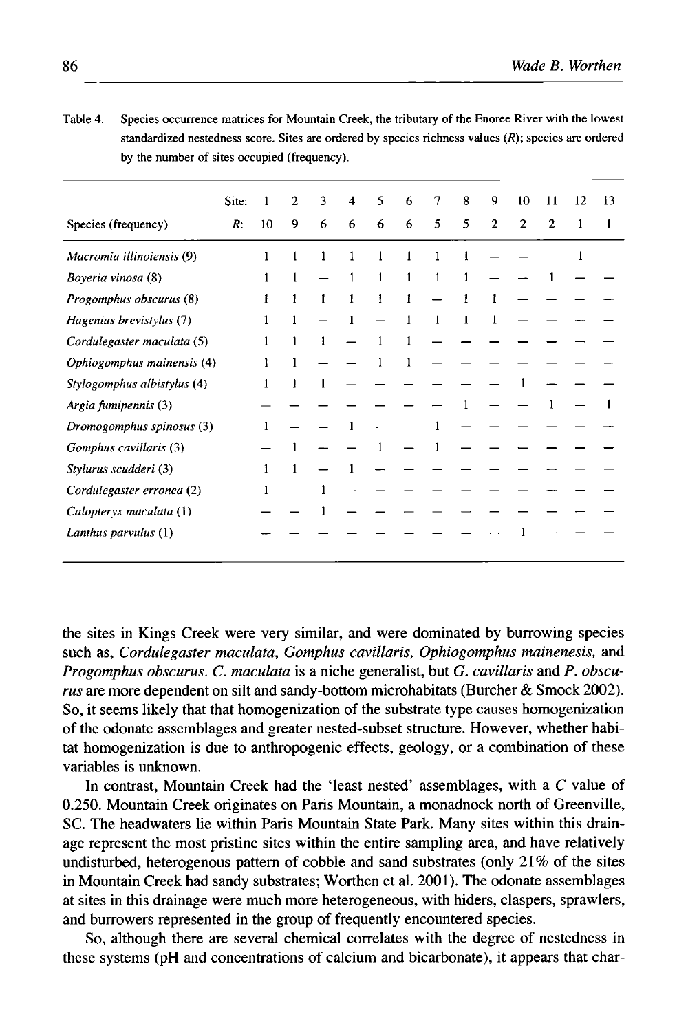Table 4. Species occurrence matrices for Mountain Creek, the tributary of the Enoree River with the lowest standardized nestedness score. Sites are ordered by species richness values ($R$); species are ordered by the number of sites occupied (frequency).

| Species (frequency) | Site: | 1 | 2 | 3 | 4 | 5 | 6 | 7 | 8 | 9 | 10 | 11 | 12 | 13 |
|---|---|---|---|---|---|---|---|---|---|---|---|---|---|---|
| | $R$: | 10 | 9 | 6 | 6 | 6 | 6 | 5 | 5 | 2 | 2 | 2 | 1 | 1 |
| *Macromia illinoiensis* (9) | | 1 | 1 | 1 | 1 | 1 | 1 | 1 | 1 | — | — | — | 1 | — |
| *Boyeria vinosa* (8) | | 1 | 1 | — | 1 | 1 | 1 | 1 | 1 | — | — | 1 | — | — |
| *Progomphus obscurus* (8) | | 1 | 1 | 1 | 1 | 1 | 1 | — | 1 | 1 | — | — | — | — |
| *Hagenius brevistylus* (7) | | 1 | 1 | — | 1 | — | 1 | 1 | 1 | 1 | — | — | — | — |
| *Cordulegaster maculata* (5) | | 1 | 1 | 1 | — | 1 | 1 | — | — | — | — | — | — | — |
| *Ophiogomphus mainensis* (4) | | 1 | 1 | — | — | 1 | 1 | — | — | — | — | — | — | — |
| *Stylogomphus albistylus* (4) | | 1 | 1 | 1 | — | — | — | — | — | — | 1 | — | — | — |
| *Argia fumipennis* (3) | | — | — | — | — | — | — | — | 1 | — | — | 1 | — | 1 |
| *Dromogomphus spinosus* (3) | | 1 | — | — | 1 | — | — | 1 | — | — | — | — | — | — |
| *Gomphus cavillaris* (3) | | — | 1 | — | — | 1 | — | 1 | — | — | — | — | — | — |
| *Stylurus scudderi* (3) | | 1 | 1 | — | 1 | — | — | — | — | — | — | — | — | — |
| *Cordulegaster erronea* (2) | | 1 | — | 1 | — | — | — | — | — | — | — | — | — | — |
| *Calopteryx maculata* (1) | | — | — | 1 | — | — | — | — | — | — | — | — | — | — |
| *Lanthus parvulus* (1) | | — | — | — | — | — | — | — | — | — | 1 | — | — | — |

the sites in Kings Creek were very similar, and were dominated by burrowing species such as, *Cordulegaster maculata, Gomphus cavillaris, Ophiogomphus mainenesis,* and *Progomphus obscurus. C. maculata* is a niche generalist, but *G. cavillaris* and *P. obscurus* are more dependent on silt and sandy-bottom microhabitats (Burcher & Smock 2002). So, it seems likely that that homogenization of the substrate type causes homogenization of the odonate assemblages and greater nested-subset structure. However, whether habitat homogenization is due to anthropogenic effects, geology, or a combination of these variables is unknown.

In contrast, Mountain Creek had the 'least nested' assemblages, with a $C$ value of 0.250. Mountain Creek originates on Paris Mountain, a monadnock north of Greenville, SC. The headwaters lie within Paris Mountain State Park. Many sites within this drainage represent the most pristine sites within the entire sampling area, and have relatively undisturbed, heterogenous pattern of cobble and sand substrates (only 21% of the sites in Mountain Creek had sandy substrates; Worthen et al. 2001). The odonate assemblages at sites in this drainage were much more heterogeneous, with hiders, claspers, sprawlers, and burrowers represented in the group of frequently encountered species.

So, although there are several chemical correlates with the degree of nestedness in these systems (pH and concentrations of calcium and bicarbonate), it appears that char-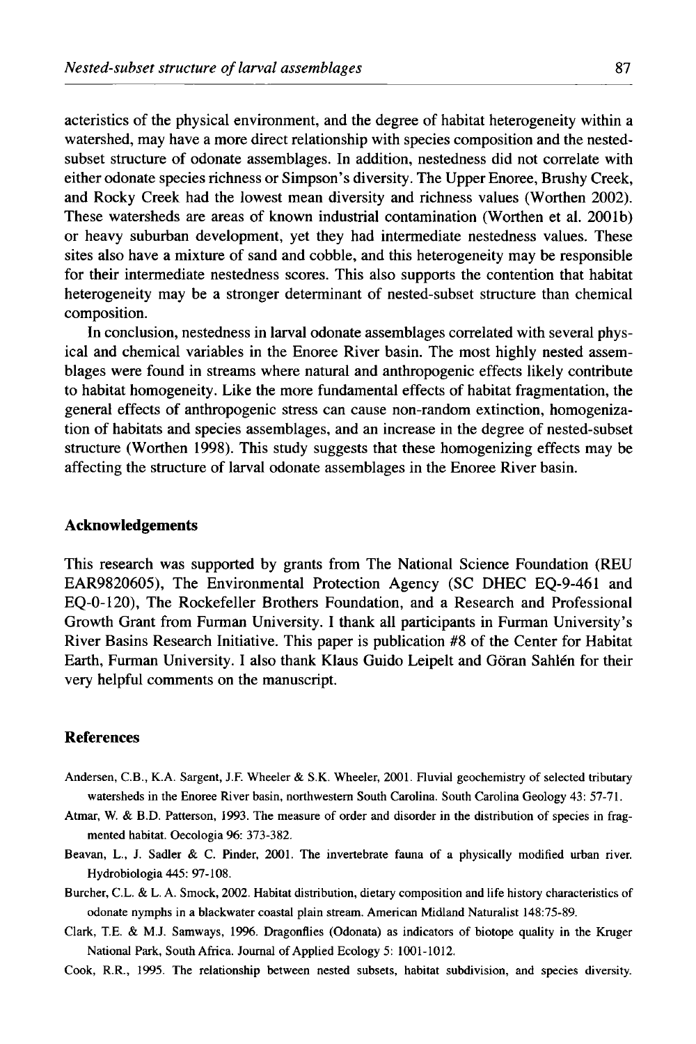acteristics of the physical environment, and the degree of habitat heterogeneity within a watershed, may have a more direct relationship with species composition and the nested-subset structure of odonate assemblages. In addition, nestedness did not correlate with either odonate species richness or Simpson's diversity. The Upper Enoree, Brushy Creek, and Rocky Creek had the lowest mean diversity and richness values (Worthen 2002). These watersheds are areas of known industrial contamination (Worthen et al. 2001b) or heavy suburban development, yet they had intermediate nestedness values. These sites also have a mixture of sand and cobble, and this heterogeneity may be responsible for their intermediate nestedness scores. This also supports the contention that habitat heterogeneity may be a stronger determinant of nested-subset structure than chemical composition.

In conclusion, nestedness in larval odonate assemblages correlated with several physical and chemical variables in the Enoree River basin. The most highly nested assemblages were found in streams where natural and anthropogenic effects likely contribute to habitat homogeneity. Like the more fundamental effects of habitat fragmentation, the general effects of anthropogenic stress can cause non-random extinction, homogenization of habitats and species assemblages, and an increase in the degree of nested-subset structure (Worthen 1998). This study suggests that these homogenizing effects may be affecting the structure of larval odonate assemblages in the Enoree River basin.

## Acknowledgements

This research was supported by grants from The National Science Foundation (REU EAR9820605), The Environmental Protection Agency (SC DHEC EQ-9-461 and EQ-0-120), The Rockefeller Brothers Foundation, and a Research and Professional Growth Grant from Furman University. I thank all participants in Furman University's River Basins Research Initiative. This paper is publication #8 of the Center for Habitat Earth, Furman University. I also thank Klaus Guido Leipelt and Göran Sahlén for their very helpful comments on the manuscript.

## References

Andersen, C.B., K.A. Sargent, J.F. Wheeler & S.K. Wheeler, 2001. Fluvial geochemistry of selected tributary watersheds in the Enoree River basin, northwestern South Carolina. South Carolina Geology 43: 57-71.

Atmar, W. & B.D. Patterson, 1993. The measure of order and disorder in the distribution of species in fragmented habitat. Oecologia 96: 373-382.

Beavan, L., J. Sadler & C. Pinder, 2001. The invertebrate fauna of a physically modified urban river. Hydrobiologia 445: 97-108.

Burcher, C.L. & L. A. Smock, 2002. Habitat distribution, dietary composition and life history characteristics of odonate nymphs in a blackwater coastal plain stream. American Midland Naturalist 148:75-89.

Clark, T.E. & M.J. Samways, 1996. Dragonflies (Odonata) as indicators of biotope quality in the Kruger National Park, South Africa. Journal of Applied Ecology 5: 1001-1012.

Cook, R.R., 1995. The relationship between nested subsets, habitat subdivision, and species diversity.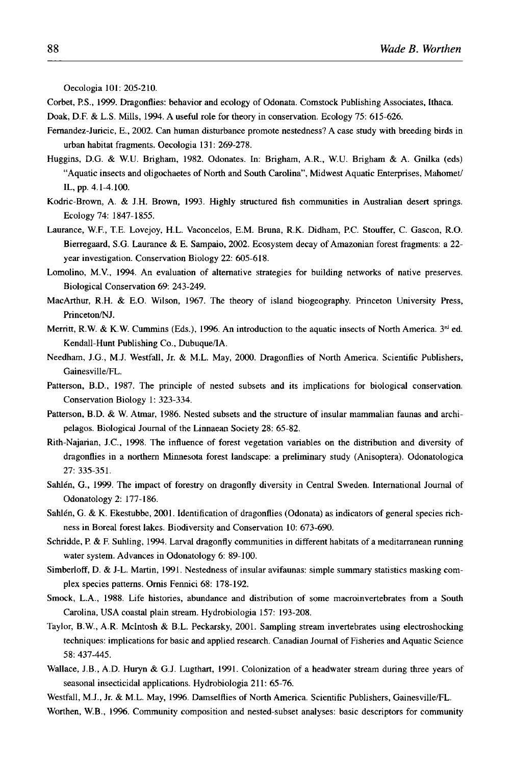Oecologia 101: 205-210.

Corbet, P.S., 1999. Dragonflies: behavior and ecology of Odonata. Comstock Publishing Associates, Ithaca.

Doak, D.F. & L.S. Mills, 1994. A useful role for theory in conservation. Ecology 75: 615-626.

Fernandez-Juricic, E., 2002. Can human disturbance promote nestedness? A case study with breeding birds in urban habitat fragments. Oecologia 131: 269-278.

Huggins, D.G. & W.U. Brigham, 1982. Odonates. In: Brigham, A.R., W.U. Brigham & A. Gnilka (eds) "Aquatic insects and oligochaetes of North and South Carolina", Midwest Aquatic Enterprises, Mahomet/ IL, pp. 4.1-4.100.

Kodric-Brown, A. & J.H. Brown, 1993. Highly structured fish communities in Australian desert springs. Ecology 74: 1847-1855.

Laurance, W.F., T.E. Lovejoy, H.L. Vaconcelos, E.M. Bruna, R.K. Didham, P.C. Stouffer, C. Gascon, R.O. Bierregaard, S.G. Laurance & E. Sampaio, 2002. Ecosystem decay of Amazonian forest fragments: a 22-year investigation. Conservation Biology 22: 605-618.

Lomolino, M.V., 1994. An evaluation of alternative strategies for building networks of native preserves. Biological Conservation 69: 243-249.

MacArthur, R.H. & E.O. Wilson, 1967. The theory of island biogeography. Princeton University Press, Princeton/NJ.

Merritt, R.W. & K.W. Cummins (Eds.), 1996. An introduction to the aquatic insects of North America. 3rd ed. Kendall-Hunt Publishing Co., Dubuque/IA.

Needham, J.G., M.J. Westfall, Jr. & M.L. May, 2000. Dragonflies of North America. Scientific Publishers, Gainesville/FL.

Patterson, B.D., 1987. The principle of nested subsets and its implications for biological conservation. Conservation Biology 1: 323-334.

Patterson, B.D. & W. Atmar, 1986. Nested subsets and the structure of insular mammalian faunas and archipelagos. Biological Journal of the Linnaean Society 28: 65-82.

Rith-Najarian, J.C., 1998. The influence of forest vegetation variables on the distribution and diversity of dragonflies in a northern Minnesota forest landscape: a preliminary study (Anisoptera). Odonatologica 27: 335-351.

Sahlén, G., 1999. The impact of forestry on dragonfly diversity in Central Sweden. International Journal of Odonatology 2: 177-186.

Sahlén, G. & K. Ekestubbe, 2001. Identification of dragonflies (Odonata) as indicators of general species richness in Boreal forest lakes. Biodiversity and Conservation 10: 673-690.

Schridde, P. & F. Suhling, 1994. Larval dragonfly communities in different habitats of a meditarranean running water system. Advances in Odonatology 6: 89-100.

Simberloff, D. & J-L. Martin, 1991. Nestedness of insular avifaunas: simple summary statistics masking complex species patterns. Ornis Fennici 68: 178-192.

Smock, L.A., 1988. Life histories, abundance and distribution of some macroinvertebrates from a South Carolina, USA coastal plain stream. Hydrobiologia 157: 193-208.

Taylor, B.W., A.R. McIntosh & B.L. Peckarsky, 2001. Sampling stream invertebrates using electroshocking techniques: implications for basic and applied research. Canadian Journal of Fisheries and Aquatic Science 58: 437-445.

Wallace, J.B., A.D. Huryn & G.J. Lugthart, 1991. Colonization of a headwater stream during three years of seasonal insecticidal applications. Hydrobiologia 211: 65-76.

Westfall, M.J., Jr. & M.L. May, 1996. Damselflies of North America. Scientific Publishers, Gainesville/FL.

Worthen, W.B., 1996. Community composition and nested-subset analyses: basic descriptors for community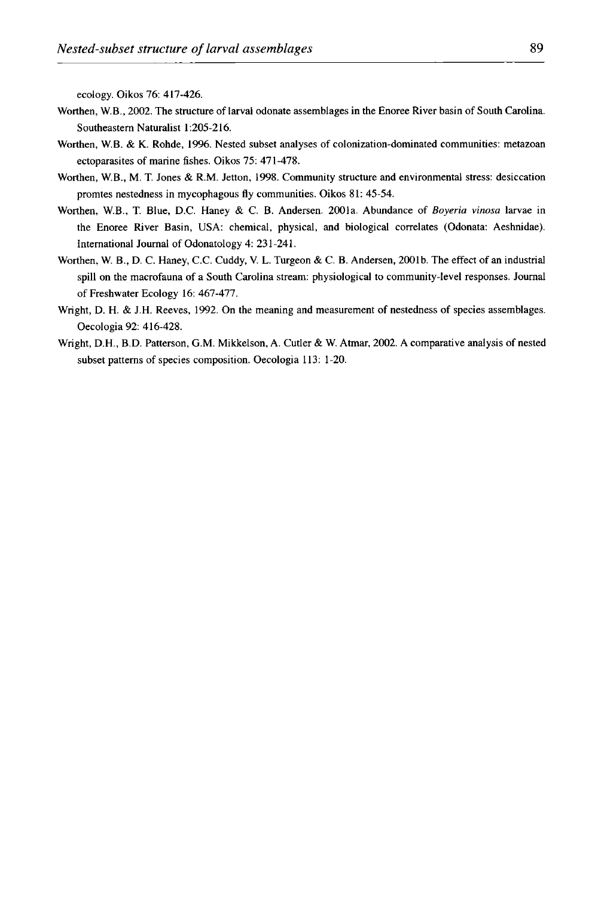ecology. Oikos 76: 417-426.

Worthen, W.B., 2002. The structure of larval odonate assemblages in the Enoree River basin of South Carolina. Southeastern Naturalist 1:205-216.

Worthen, W.B. & K. Rohde, 1996. Nested subset analyses of colonization-dominated communities: metazoan ectoparasites of marine fishes. Oikos 75: 471-478.

Worthen, W.B., M. T. Jones & R.M. Jetton, 1998. Community structure and environmental stress: desiccation promtes nestedness in mycophagous fly communities. Oikos 81: 45-54.

Worthen, W.B., T. Blue, D.C. Haney & C. B. Andersen. 2001a. Abundance of *Boyeria vinosa* larvae in the Enoree River Basin, USA: chemical, physical, and biological correlates (Odonata: Aeshnidae). International Journal of Odonatology 4: 231-241.

Worthen, W. B., D. C. Haney, C.C. Cuddy, V. L. Turgeon & C. B. Andersen, 2001b. The effect of an industrial spill on the macrofauna of a South Carolina stream: physiological to community-level responses. Journal of Freshwater Ecology 16: 467-477.

Wright, D. H. & J.H. Reeves, 1992. On the meaning and measurement of nestedness of species assemblages. Oecologia 92: 416-428.

Wright, D.H., B.D. Patterson, G.M. Mikkelson, A. Cutler & W. Atmar, 2002. A comparative analysis of nested subset patterns of species composition. Oecologia 113: 1-20.